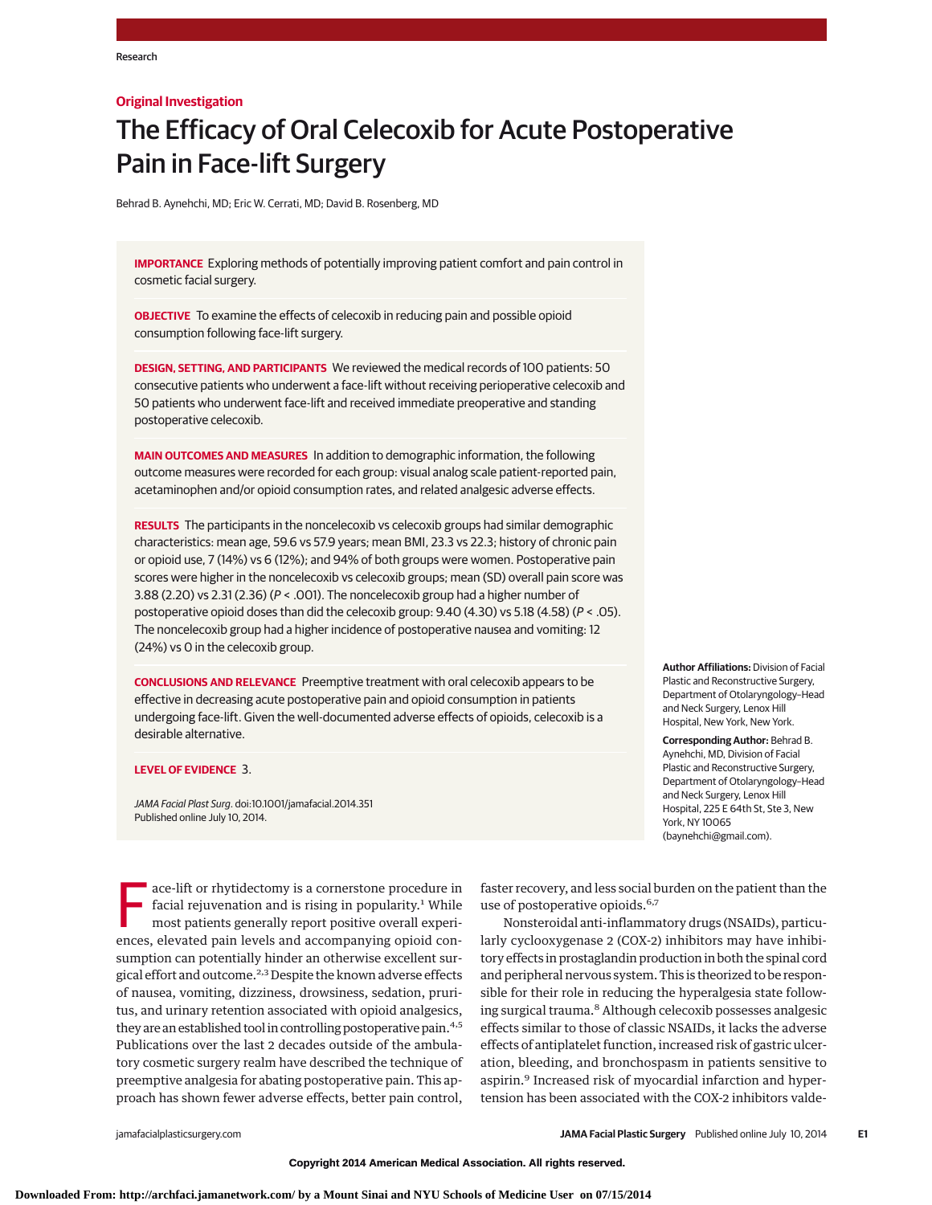Original Investigation

# The Efficacy of Oral Celecoxib for Acute Postoperative Pain in Face-lift Surgery

Behrad B. Aynehchi, MD; Eric W. Cerrati, MD; David B. Rosenberg, MD

**IMPORTANCE** Exploring methods of potentially improving patient comfort and pain control in cosmetic facial surgery.

**OBJECTIVE** To examine the effects of celecoxib in reducing pain and possible opioid consumption following face-lift surgery.

**DESIGN, SETTING, AND PARTICIPANTS** We reviewed the medical records of 100 patients: 50 consecutive patients who underwent a face-lift without receiving perioperative celecoxib and 50 patients who underwent face-lift and received immediate preoperative and standing postoperative celecoxib.

**MAIN OUTCOMES AND MEASURES** In addition to demographic information, the following outcome measures were recorded for each group: visual analog scale patient-reported pain, acetaminophen and/or opioid consumption rates, and related analgesic adverse effects.

**RESULTS** The participants in the noncelecoxib vs celecoxib groups had similar demographic characteristics: mean age, 59.6 vs 57.9 years; mean BMI, 23.3 vs 22.3; history of chronic pain or opioid use, 7 (14%) vs 6 (12%); and 94% of both groups were women. Postoperative pain scores were higher in the noncelecoxib vs celecoxib groups; mean (SD) overall pain score was 3.88 (2.20) vs 2.31 (2.36) ($P < .001$). The noncelecoxib group had a higher number of postoperative opioid doses than did the celecoxib group: 9.40 (4.30) vs 5.18 (4.58) ($P < .05$). The noncelecoxib group had a higher incidence of postoperative nausea and vomiting: 12 (24%) vs 0 in the celecoxib group.

**CONCLUSIONS AND RELEVANCE** Preemptive treatment with oral celecoxib appears to be effective in decreasing acute postoperative pain and opioid consumption in patients undergoing face-lift. Given the well-documented adverse effects of opioids, celecoxib is a desirable alternative.

**LEVEL OF EVIDENCE** 3.

*JAMA Facial Plast Surg*. doi:10.1001/jamafacial.2014.351
Published online July 10, 2014.

**Author Affiliations:** Division of Facial Plastic and Reconstructive Surgery, Department of Otolaryngology–Head and Neck Surgery, Lenox Hill Hospital, New York, New York.

**Corresponding Author:** Behrad B. Aynehchi, MD, Division of Facial Plastic and Reconstructive Surgery, Department of Otolaryngology–Head and Neck Surgery, Lenox Hill Hospital, 225 E 64th St, Ste 3, New York, NY 10065 (baynehchi@gmail.com).

Face-lift or rhytidectomy is a cornerstone procedure in facial rejuvenation and is rising in popularity.[1] While most patients generally report positive overall experiences, elevated pain levels and accompanying opioid consumption can potentially hinder an otherwise excellent surgical effort and outcome.[2,3] Despite the known adverse effects of nausea, vomiting, dizziness, drowsiness, sedation, pruritus, and urinary retention associated with opioid analgesics, they are an established tool in controlling postoperative pain.[4,5] Publications over the last 2 decades outside of the ambulatory cosmetic surgery realm have described the technique of preemptive analgesia for abating postoperative pain. This approach has shown fewer adverse effects, better pain control, faster recovery, and less social burden on the patient than the use of postoperative opioids.[6,7]

Nonsteroidal anti-inflammatory drugs (NSAIDs), particularly cyclooxygenase 2 (COX-2) inhibitors may have inhibitory effects in prostaglandin production in both the spinal cord and peripheral nervous system. This is theorized to be responsible for their role in reducing the hyperalgesia state following surgical trauma.[8] Although celecoxib possesses analgesic effects similar to those of classic NSAIDs, it lacks the adverse effects of antiplatelet function, increased risk of gastric ulceration, bleeding, and bronchospasm in patients sensitive to aspirin.[9] Increased risk of myocardial infarction and hypertension has been associated with the COX-2 inhibitors valde-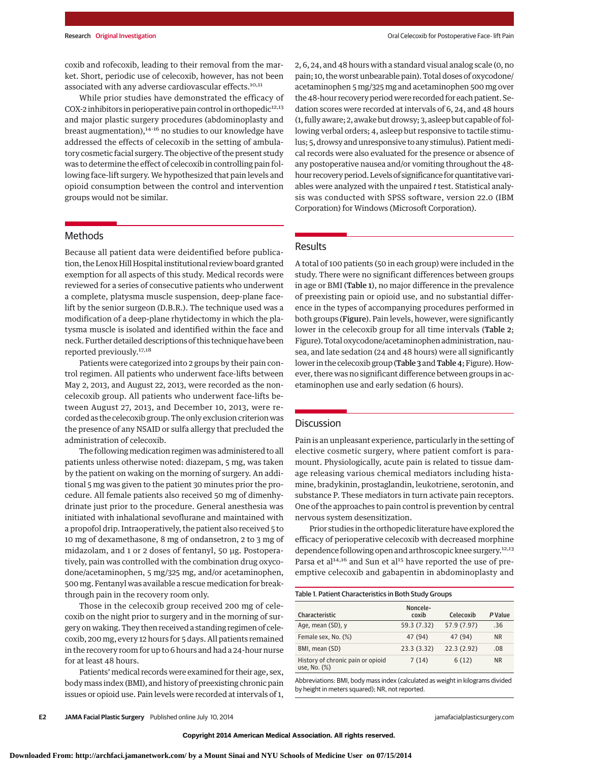coxib and rofecoxib, leading to their removal from the market. Short, periodic use of celecoxib, however, has not been associated with any adverse cardiovascular effects.[10,11]

While prior studies have demonstrated the efficacy of COX-2 inhibitors in perioperative pain control in orthopedic[12,13] and major plastic surgery procedures (abdominoplasty and breast augmentation),[14-16] no studies to our knowledge have addressed the effects of celecoxib in the setting of ambulatory cosmetic facial surgery. The objective of the present study was to determine the effect of celecoxib in controlling pain following face-lift surgery. We hypothesized that pain levels and opioid consumption between the control and intervention groups would not be similar.

## Methods

Because all patient data were deidentified before publication, the Lenox Hill Hospital institutional review board granted exemption for all aspects of this study. Medical records were reviewed for a series of consecutive patients who underwent a complete, platysma muscle suspension, deep-plane face-lift by the senior surgeon (D.B.R.). The technique used was a modification of a deep-plane rhytidectomy in which the platysma muscle is isolated and identified within the face and neck. Further detailed descriptions of this technique have been reported previously.[17,18]

Patients were categorized into 2 groups by their pain control regimen. All patients who underwent face-lifts between May 2, 2013, and August 22, 2013, were recorded as the noncelecoxib group. All patients who underwent face-lifts between August 27, 2013, and December 10, 2013, were recorded as the celecoxib group. The only exclusion criterion was the presence of any NSAID or sulfa allergy that precluded the administration of celecoxib.

The following medication regimen was administered to all patients unless otherwise noted: diazepam, 5 mg, was taken by the patient on waking on the morning of surgery. An additional 5 mg was given to the patient 30 minutes prior the procedure. All female patients also received 50 mg of dimenhydrinate just prior to the procedure. General anesthesia was initiated with inhalational sevoflurane and maintained with a propofol drip. Intraoperatively, the patient also received 5 to 10 mg of dexamethasone, 8 mg of ondansetron, 2 to 3 mg of midazolam, and 1 or 2 doses of fentanyl, 50 µg. Postoperatively, pain was controlled with the combination drug oxycodone/acetaminophen, 5 mg/325 mg, and/or acetaminophen, 500 mg. Fentanyl was available a rescue medication for breakthrough pain in the recovery room only.

Those in the celecoxib group received 200 mg of celecoxib on the night prior to surgery and in the morning of surgery on waking. They then received a standing regimen of celecoxib, 200 mg, every 12 hours for 5 days. All patients remained in the recovery room for up to 6 hours and had a 24-hour nurse for at least 48 hours.

Patients' medical records were examined for their age, sex, body mass index (BMI), and history of preexisting chronic pain issues or opioid use. Pain levels were recorded at intervals of 1, 2, 6, 24, and 48 hours with a standard visual analog scale (0, no pain; 10, the worst unbearable pain). Total doses of oxycodone/acetaminophen 5 mg/325 mg and acetaminophen 500 mg over the 48-hour recovery period were recorded for each patient. Sedation scores were recorded at intervals of 6, 24, and 48 hours (1, fully aware; 2, awake but drowsy; 3, asleep but capable of following verbal orders; 4, asleep but responsive to tactile stimulus; 5, drowsy and unresponsive to any stimulus). Patient medical records were also evaluated for the presence or absence of any postoperative nausea and/or vomiting throughout the 48-hour recovery period. Levels of significance for quantitative variables were analyzed with the unpaired *t* test. Statistical analysis was conducted with SPSS software, version 22.0 (IBM Corporation) for Windows (Microsoft Corporation).

## Results

A total of 100 patients (50 in each group) were included in the study. There were no significant differences between groups in age or BMI (**Table 1**), no major difference in the prevalence of preexisting pain or opioid use, and no substantial difference in the types of accompanying procedures performed in both groups (**Figure**). Pain levels, however, were significantly lower in the celecoxib group for all time intervals (**Table 2**; Figure). Total oxycodone/acetaminophen administration, nausea, and late sedation (24 and 48 hours) were all significantly lower in the celecoxib group (**Table 3** and **Table 4**; Figure). However, there was no significant difference between groups in acetaminophen use and early sedation (6 hours).

## Discussion

Pain is an unpleasant experience, particularly in the setting of elective cosmetic surgery, where patient comfort is paramount. Physiologically, acute pain is related to tissue damage releasing various chemical mediators including histamine, bradykinin, prostaglandin, leukotriene, serotonin, and substance P. These mediators in turn activate pain receptors. One of the approaches to pain control is prevention by central nervous system desensitization.

Prior studies in the orthopedic literature have explored the efficacy of perioperative celecoxib with decreased morphine dependence following open and arthroscopic knee surgery.[12,13] Parsa et al[14,16] and Sun et al[15] have reported the use of preemptive celecoxib and gabapentin in abdominoplasty and

Table 1. Patient Characteristics in Both Study Groups

| Characteristic | Noncelecoxib | Celecoxib | *P* Value |
|---|---|---|---|
| Age, mean (SD), y | 59.3 (7.32) | 57.9 (7.97) | .36 |
| Female sex, No. (%) | 47 (94) | 47 (94) | NR |
| BMI, mean (SD) | 23.3 (3.32) | 22.3 (2.92) | .08 |
| History of chronic pain or opioid use, No. (%) | 7 (14) | 6 (12) | NR |

Abbreviations: BMI, body mass index (calculated as weight in kilograms divided by height in meters squared); NR, not reported.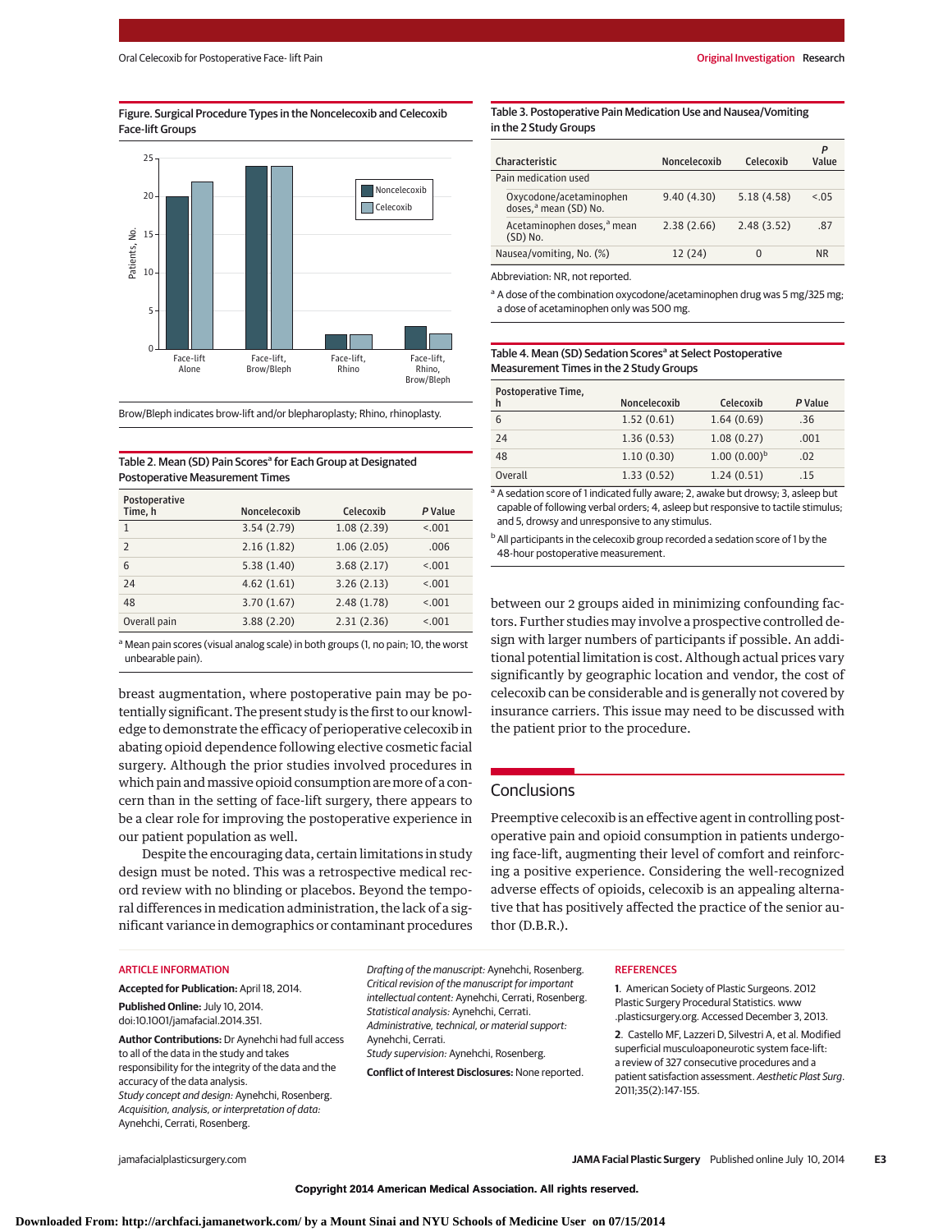**Figure. Surgical Procedure Types in the Noncelecoxib and Celecoxib Face-lift Groups**

Brow/Bleph indicates brow-lift and/or blepharoplasty; Rhino, rhinoplasty.

**Table 2. Mean (SD) Pain Scores[a] for Each Group at Designated Postoperative Measurement Times**

| Postoperative Time, h | Noncelecoxib | Celecoxib | *P* Value |
|---|---|---|---|
| 1 | 3.54 (2.79) | 1.08 (2.39) | <.001 |
| 2 | 2.16 (1.82) | 1.06 (2.05) | .006 |
| 6 | 5.38 (1.40) | 3.68 (2.17) | <.001 |
| 24 | 4.62 (1.61) | 3.26 (2.13) | <.001 |
| 48 | 3.70 (1.67) | 2.48 (1.78) | <.001 |
| Overall pain | 3.88 (2.20) | 2.31 (2.36) | <.001 |

[a] Mean pain scores (visual analog scale) in both groups (1, no pain; 10, the worst unbearable pain).

breast augmentation, where postoperative pain may be potentially significant. The present study is the first to our knowledge to demonstrate the efficacy of perioperative celecoxib in abating opioid dependence following elective cosmetic facial surgery. Although the prior studies involved procedures in which pain and massive opioid consumption are more of a concern than in the setting of face-lift surgery, there appears to be a clear role for improving the postoperative experience in our patient population as well.

Despite the encouraging data, certain limitations in study design must be noted. This was a retrospective medical record review with no blinding or placebos. Beyond the temporal differences in medication administration, the lack of a significant variance in demographics or contaminant procedures between our 2 groups aided in minimizing confounding factors. Further studies may involve a prospective controlled design with larger numbers of participants if possible. An additional potential limitation is cost. Although actual prices vary significantly by geographic location and vendor, the cost of celecoxib can be considerable and is generally not covered by insurance carriers. This issue may need to be discussed with the patient prior to the procedure.

**Table 3. Postoperative Pain Medication Use and Nausea/Vomiting in the 2 Study Groups**

| Characteristic | Noncelecoxib | Celecoxib | *P* Value |
|---|---|---|---|
| Pain medication used | | | |
| Oxycodone/acetaminophen doses,[a] mean (SD) No. | 9.40 (4.30) | 5.18 (4.58) | <.05 |
| Acetaminophen doses,[a] mean (SD) No. | 2.38 (2.66) | 2.48 (3.52) | .87 |
| Nausea/vomiting, No. (%) | 12 (24) | 0 | NR |

Abbreviation: NR, not reported.

[a] A dose of the combination oxycodone/acetaminophen drug was 5 mg/325 mg; a dose of acetaminophen only was 500 mg.

**Table 4. Mean (SD) Sedation Scores[a] at Select Postoperative Measurement Times in the 2 Study Groups**

| Postoperative Time, h | Noncelecoxib | Celecoxib | *P* Value |
|---|---|---|---|
| 6 | 1.52 (0.61) | 1.64 (0.69) | .36 |
| 24 | 1.36 (0.53) | 1.08 (0.27) | .001 |
| 48 | 1.10 (0.30) | 1.00 (0.00)[b] | .02 |
| Overall | 1.33 (0.52) | 1.24 (0.51) | .15 |

[a] A sedation score of 1 indicated fully aware; 2, awake but drowsy; 3, asleep but capable of following verbal orders; 4, asleep but responsive to tactile stimulus; and 5, drowsy and unresponsive to any stimulus.

[b] All participants in the celecoxib group recorded a sedation score of 1 by the 48-hour postoperative measurement.

## Conclusions

Preemptive celecoxib is an effective agent in controlling postoperative pain and opioid consumption in patients undergoing face-lift, augmenting their level of comfort and reinforcing a positive experience. Considering the well-recognized adverse effects of opioids, celecoxib is an appealing alternative that has positively affected the practice of the senior author (D.B.R.).

## ARTICLE INFORMATION

**Accepted for Publication:** April 18, 2014.

**Published Online:** July 10, 2014. doi:10.1001/jamafacial.2014.351.

**Author Contributions:** Dr Aynehchi had full access to all of the data in the study and takes responsibility for the integrity of the data and the accuracy of the data analysis.
*Study concept and design:* Aynehchi, Rosenberg.
*Acquisition, analysis, or interpretation of data:* Aynehchi, Cerrati, Rosenberg.
*Drafting of the manuscript:* Aynehchi, Rosenberg.
*Critical revision of the manuscript for important intellectual content:* Aynehchi, Cerrati, Rosenberg.
*Statistical analysis:* Aynehchi, Cerrati.
*Administrative, technical, or material support:* Aynehchi, Cerrati.
*Study supervision:* Aynehchi, Rosenberg.

**Conflict of Interest Disclosures:** None reported.

## REFERENCES

**1**. American Society of Plastic Surgeons. 2012 Plastic Surgery Procedural Statistics. www.plasticsurgery.org. Accessed December 3, 2013.

**2**. Castello MF, Lazzeri D, Silvestri A, et al. Modified superficial musculoaponeurotic system face-lift: a review of 327 consecutive procedures and a patient satisfaction assessment. *Aesthetic Plast Surg*. 2011;35(2):147-155.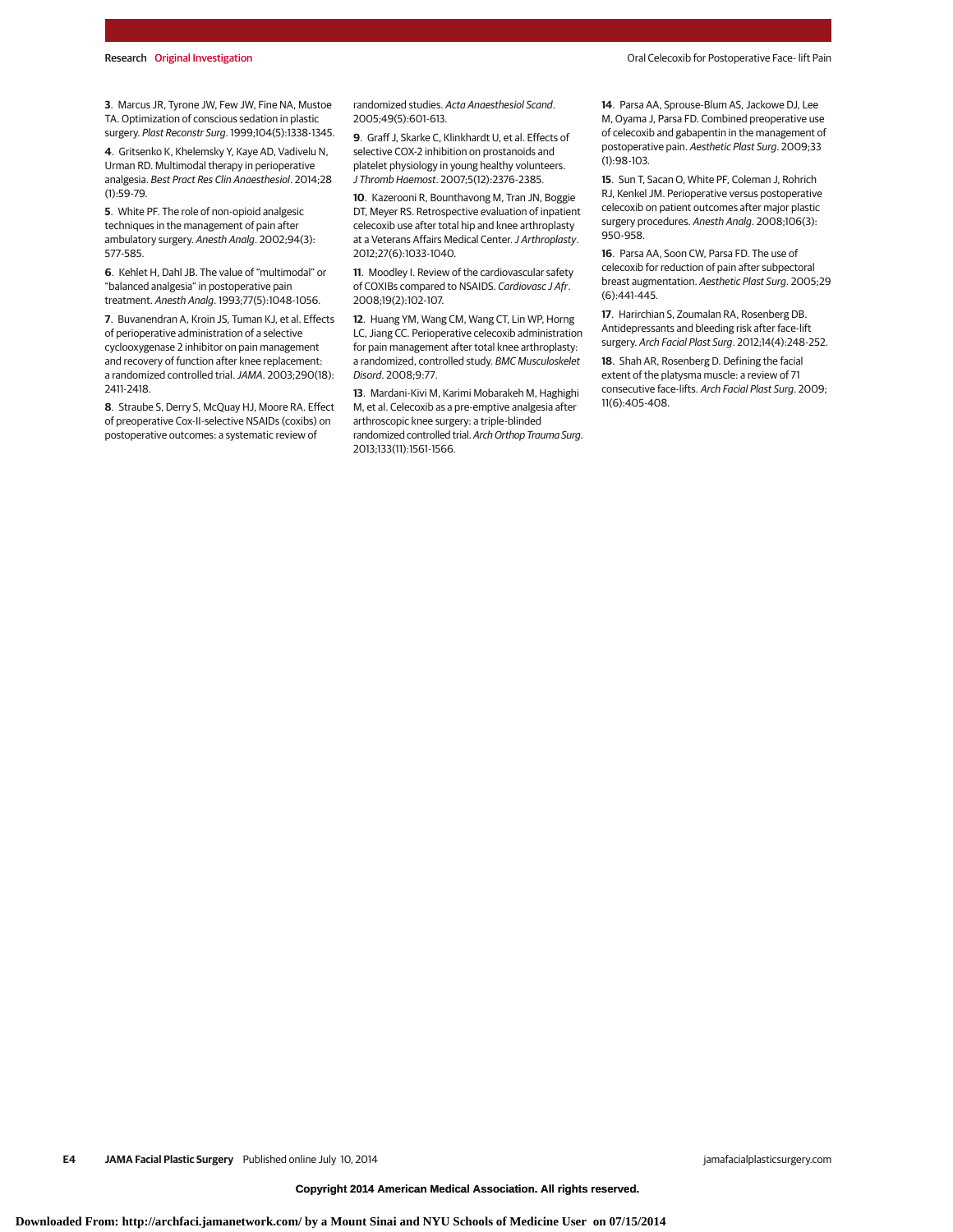3. Marcus JR, Tyrone JW, Few JW, Fine NA, Mustoe TA. Optimization of conscious sedation in plastic surgery. *Plast Reconstr Surg*. 1999;104(5):1338-1345.

4. Gritsenko K, Khelemsky Y, Kaye AD, Vadivelu N, Urman RD. Multimodal therapy in perioperative analgesia. *Best Pract Res Clin Anaesthesiol*. 2014;28(1):59-79.

5. White PF. The role of non-opioid analgesic techniques in the management of pain after ambulatory surgery. *Anesth Analg*. 2002;94(3):577-585.

6. Kehlet H, Dahl JB. The value of "multimodal" or "balanced analgesia" in postoperative pain treatment. *Anesth Analg*. 1993;77(5):1048-1056.

7. Buvanendran A, Kroin JS, Tuman KJ, et al. Effects of perioperative administration of a selective cyclooxygenase 2 inhibitor on pain management and recovery of function after knee replacement: a randomized controlled trial. *JAMA*. 2003;290(18):2411-2418.

8. Straube S, Derry S, McQuay HJ, Moore RA. Effect of preoperative Cox-II-selective NSAIDs (coxibs) on postoperative outcomes: a systematic review of randomized studies. *Acta Anaesthesiol Scand*. 2005;49(5):601-613.

9. Graff J, Skarke C, Klinkhardt U, et al. Effects of selective COX-2 inhibition on prostanoids and platelet physiology in young healthy volunteers. *J Thromb Haemost*. 2007;5(12):2376-2385.

10. Kazerooni R, Bounthavong M, Tran JN, Boggie DT, Meyer RS. Retrospective evaluation of inpatient celecoxib use after total hip and knee arthroplasty at a Veterans Affairs Medical Center. *J Arthroplasty*. 2012;27(6):1033-1040.

11. Moodley I. Review of the cardiovascular safety of COXIBs compared to NSAIDS. *Cardiovasc J Afr*. 2008;19(2):102-107.

12. Huang YM, Wang CM, Wang CT, Lin WP, Horng LC, Jiang CC. Perioperative celecoxib administration for pain management after total knee arthroplasty: a randomized, controlled study. *BMC Musculoskelet Disord*. 2008;9:77.

13. Mardani-Kivi M, Karimi Mobarakeh M, Haghighi M, et al. Celecoxib as a pre-emptive analgesia after arthroscopic knee surgery: a triple-blinded randomized controlled trial. *Arch Orthop Trauma Surg*. 2013;133(11):1561-1566.

14. Parsa AA, Sprouse-Blum AS, Jackowe DJ, Lee M, Oyama J, Parsa FD. Combined preoperative use of celecoxib and gabapentin in the management of postoperative pain. *Aesthetic Plast Surg*. 2009;33(1):98-103.

15. Sun T, Sacan O, White PF, Coleman J, Rohrich RJ, Kenkel JM. Perioperative versus postoperative celecoxib on patient outcomes after major plastic surgery procedures. *Anesth Analg*. 2008;106(3):950-958.

16. Parsa AA, Soon CW, Parsa FD. The use of celecoxib for reduction of pain after subpectoral breast augmentation. *Aesthetic Plast Surg*. 2005;29(6):441-445.

17. Harirchian S, Zoumalan RA, Rosenberg DB. Antidepressants and bleeding risk after face-lift surgery. *Arch Facial Plast Surg*. 2012;14(4):248-252.

18. Shah AR, Rosenberg D. Defining the facial extent of the platysma muscle: a review of 71 consecutive face-lifts. *Arch Facial Plast Surg*. 2009;11(6):405-408.